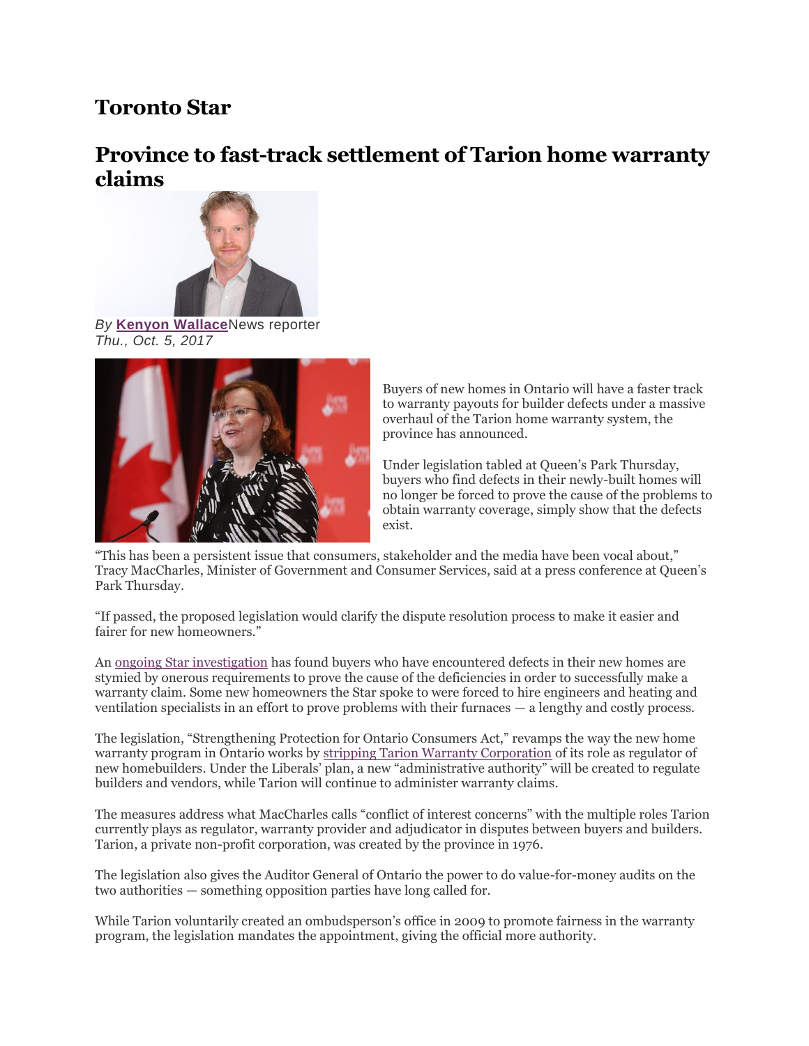# Toronto Star

## Province to fast-track settlement of Tarion home warranty claims

*By* **Kenyon Wallace** News reporter
*Thu., Oct. 5, 2017*

Buyers of new homes in Ontario will have a faster track to warranty payouts for builder defects under a massive overhaul of the Tarion home warranty system, the province has announced.

Under legislation tabled at Queen's Park Thursday, buyers who find defects in their newly-built homes will no longer be forced to prove the cause of the problems to obtain warranty coverage, simply show that the defects exist.

"This has been a persistent issue that consumers, stakeholder and the media have been vocal about," Tracy MacCharles, Minister of Government and Consumer Services, said at a press conference at Queen's Park Thursday.

"If passed, the proposed legislation would clarify the dispute resolution process to make it easier and fairer for new homeowners."

An ongoing Star investigation has found buyers who have encountered defects in their new homes are stymied by onerous requirements to prove the cause of the deficiencies in order to successfully make a warranty claim. Some new homeowners the Star spoke to were forced to hire engineers and heating and ventilation specialists in an effort to prove problems with their furnaces — a lengthy and costly process.

The legislation, "Strengthening Protection for Ontario Consumers Act," revamps the way the new home warranty program in Ontario works by stripping Tarion Warranty Corporation of its role as regulator of new homebuilders. Under the Liberals' plan, a new "administrative authority" will be created to regulate builders and vendors, while Tarion will continue to administer warranty claims.

The measures address what MacCharles calls "conflict of interest concerns" with the multiple roles Tarion currently plays as regulator, warranty provider and adjudicator in disputes between buyers and builders. Tarion, a private non-profit corporation, was created by the province in 1976.

The legislation also gives the Auditor General of Ontario the power to do value-for-money audits on the two authorities — something opposition parties have long called for.

While Tarion voluntarily created an ombudsperson's office in 2009 to promote fairness in the warranty program, the legislation mandates the appointment, giving the official more authority.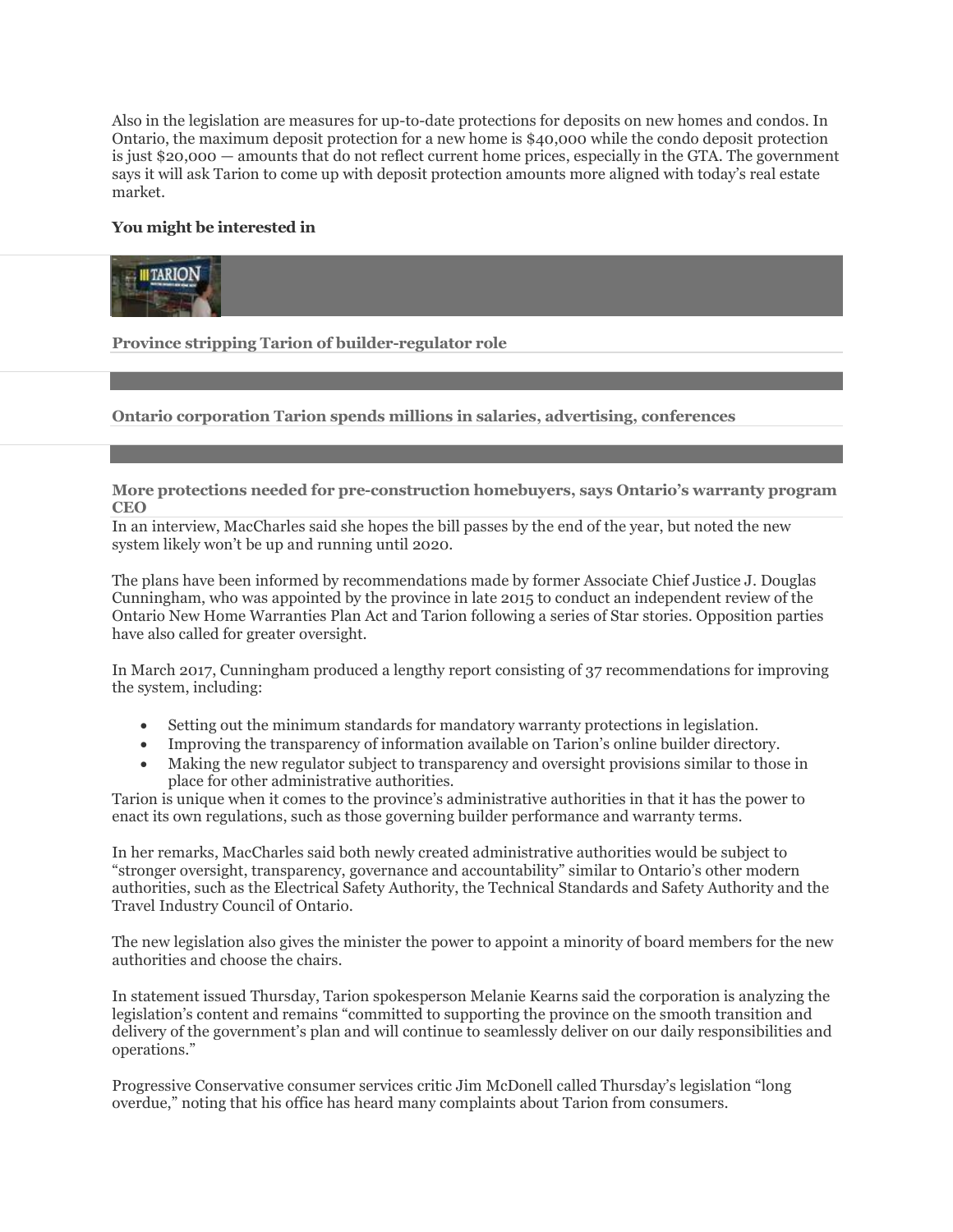Also in the legislation are measures for up-to-date protections for deposits on new homes and condos. In Ontario, the maximum deposit protection for a new home is $40,000 while the condo deposit protection is just $20,000 — amounts that do not reflect current home prices, especially in the GTA. The government says it will ask Tarion to come up with deposit protection amounts more aligned with today's real estate market.

**You might be interested in**

**Province stripping Tarion of builder-regulator role**

**Ontario corporation Tarion spends millions in salaries, advertising, conferences**

**More protections needed for pre-construction homebuyers, says Ontario's warranty program CEO**

In an interview, MacCharles said she hopes the bill passes by the end of the year, but noted the new system likely won't be up and running until 2020.

The plans have been informed by recommendations made by former Associate Chief Justice J. Douglas Cunningham, who was appointed by the province in late 2015 to conduct an independent review of the Ontario New Home Warranties Plan Act and Tarion following a series of Star stories. Opposition parties have also called for greater oversight.

In March 2017, Cunningham produced a lengthy report consisting of 37 recommendations for improving the system, including:

- Setting out the minimum standards for mandatory warranty protections in legislation.
- Improving the transparency of information available on Tarion's online builder directory.
- Making the new regulator subject to transparency and oversight provisions similar to those in place for other administrative authorities.

Tarion is unique when it comes to the province's administrative authorities in that it has the power to enact its own regulations, such as those governing builder performance and warranty terms.

In her remarks, MacCharles said both newly created administrative authorities would be subject to "stronger oversight, transparency, governance and accountability" similar to Ontario's other modern authorities, such as the Electrical Safety Authority, the Technical Standards and Safety Authority and the Travel Industry Council of Ontario.

The new legislation also gives the minister the power to appoint a minority of board members for the new authorities and choose the chairs.

In statement issued Thursday, Tarion spokesperson Melanie Kearns said the corporation is analyzing the legislation's content and remains "committed to supporting the province on the smooth transition and delivery of the government's plan and will continue to seamlessly deliver on our daily responsibilities and operations."

Progressive Conservative consumer services critic Jim McDonell called Thursday's legislation "long overdue," noting that his office has heard many complaints about Tarion from consumers.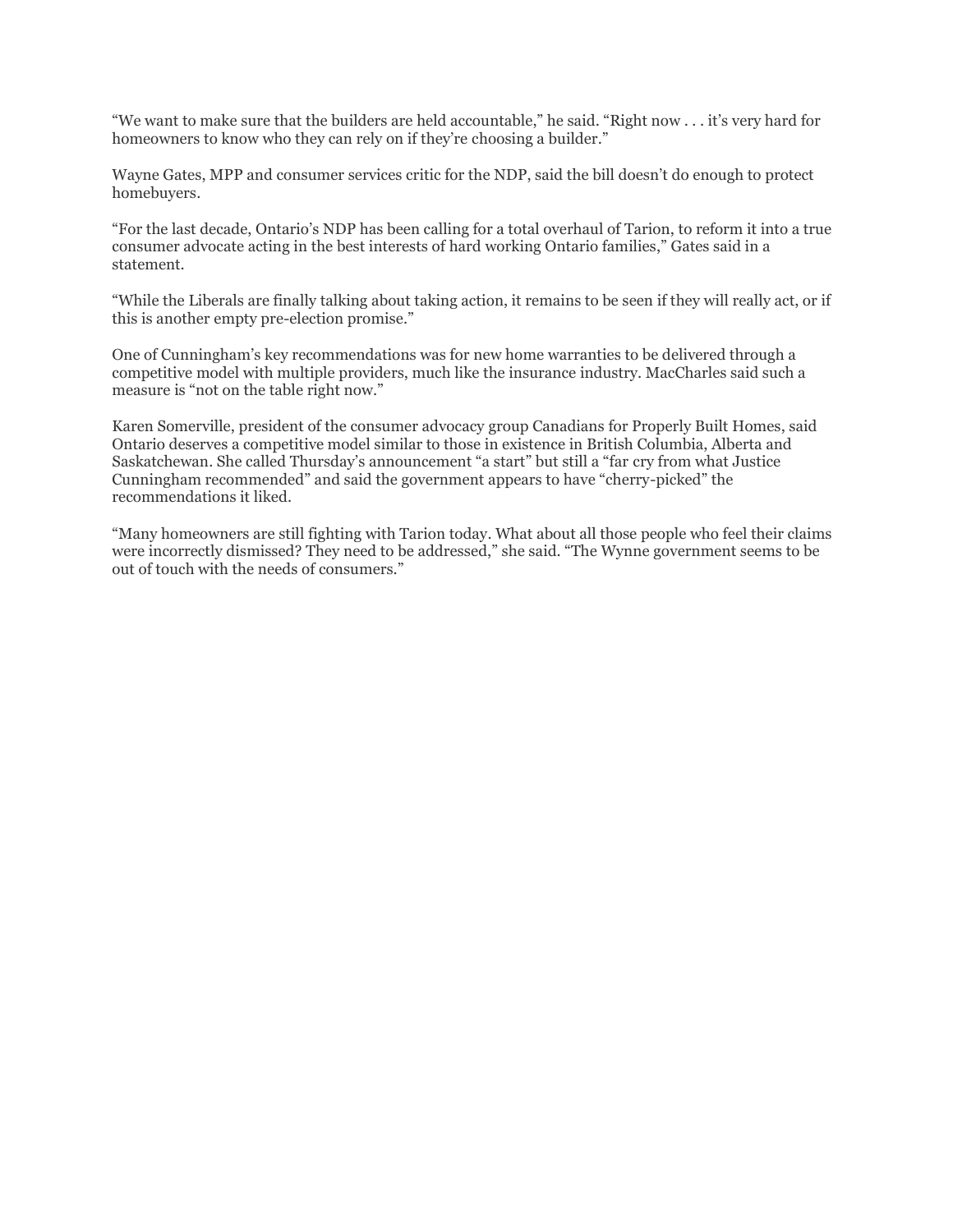"We want to make sure that the builders are held accountable," he said. "Right now . . . it's very hard for homeowners to know who they can rely on if they're choosing a builder."

Wayne Gates, MPP and consumer services critic for the NDP, said the bill doesn't do enough to protect homebuyers.

"For the last decade, Ontario's NDP has been calling for a total overhaul of Tarion, to reform it into a true consumer advocate acting in the best interests of hard working Ontario families," Gates said in a statement.

"While the Liberals are finally talking about taking action, it remains to be seen if they will really act, or if this is another empty pre-election promise."

One of Cunningham's key recommendations was for new home warranties to be delivered through a competitive model with multiple providers, much like the insurance industry. MacCharles said such a measure is "not on the table right now."

Karen Somerville, president of the consumer advocacy group Canadians for Properly Built Homes, said Ontario deserves a competitive model similar to those in existence in British Columbia, Alberta and Saskatchewan. She called Thursday's announcement "a start" but still a "far cry from what Justice Cunningham recommended" and said the government appears to have "cherry-picked" the recommendations it liked.

"Many homeowners are still fighting with Tarion today. What about all those people who feel their claims were incorrectly dismissed? They need to be addressed," she said. "The Wynne government seems to be out of touch with the needs of consumers."